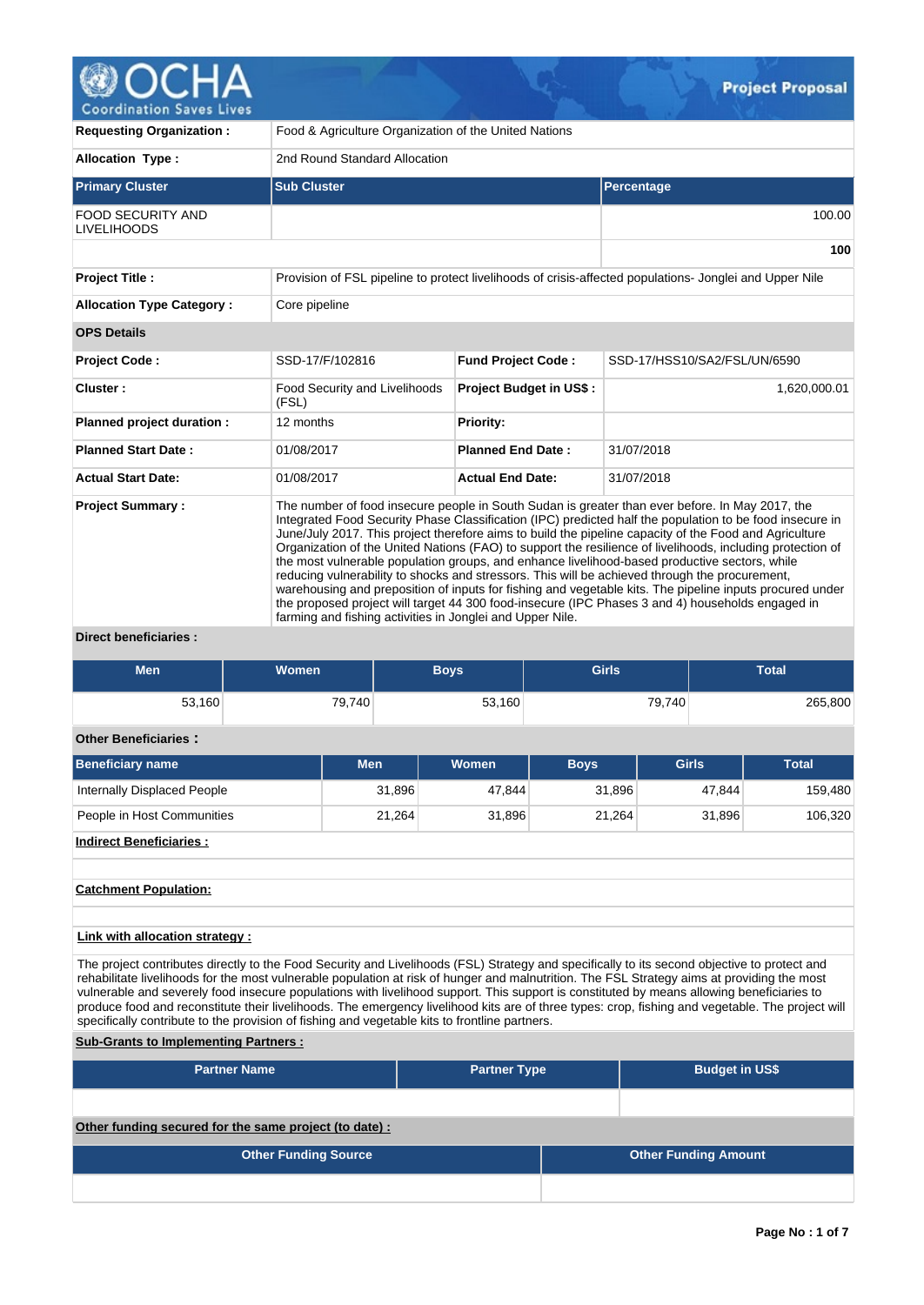# Project Proposal

| | |
|---|---|
| **Requesting Organization :** | Food & Agriculture Organization of the United Nations |
| **Allocation Type :** | 2nd Round Standard Allocation |

| Primary Cluster | Sub Cluster | Percentage |
|---|---|---|
| FOOD SECURITY AND LIVELIHOODS | | 100.00 |
| | | **100** |

| | |
|---|---|
| **Project Title :** | Provision of FSL pipeline to protect livelihoods of crisis-affected populations- Jonglei and Upper Nile |
| **Allocation Type Category :** | Core pipeline |

**OPS Details**

| | | | |
|---|---|---|---|
| **Project Code :** | SSD-17/F/102816 | **Fund Project Code :** | SSD-17/HSS10/SA2/FSL/UN/6590 |
| **Cluster :** | Food Security and Livelihoods (FSL) | **Project Budget in US$ :** | 1,620,000.01 |
| **Planned project duration :** | 12 months | **Priority:** | |
| **Planned Start Date :** | 01/08/2017 | **Planned End Date :** | 31/07/2018 |
| **Actual Start Date:** | 01/08/2017 | **Actual End Date:** | 31/07/2018 |

**Project Summary :**

The number of food insecure people in South Sudan is greater than ever before. In May 2017, the Integrated Food Security Phase Classification (IPC) predicted half the population to be food insecure in June/July 2017. This project therefore aims to build the pipeline capacity of the Food and Agriculture Organization of the United Nations (FAO) to support the resilience of livelihoods, including protection of the most vulnerable population groups, and enhance livelihood-based productive sectors, while reducing vulnerability to shocks and stressors. This will be achieved through the procurement, warehousing and preposition of inputs for fishing and vegetable kits. The pipeline inputs procured under the proposed project will target 44 300 food-insecure (IPC Phases 3 and 4) households engaged in farming and fishing activities in Jonglei and Upper Nile.

**Direct beneficiaries :**

| Men | Women | Boys | Girls | Total |
|---|---|---|---|---|
| 53,160 | 79,740 | 53,160 | 79,740 | 265,800 |

**Other Beneficiaries :**

| Beneficiary name | Men | Women | Boys | Girls | Total |
|---|---|---|---|---|---|
| Internally Displaced People | 31,896 | 47,844 | 31,896 | 47,844 | 159,480 |
| People in Host Communities | 21,264 | 31,896 | 21,264 | 31,896 | 106,320 |

**Indirect Beneficiaries :**

**Catchment Population:**

**Link with allocation strategy :**

The project contributes directly to the Food Security and Livelihoods (FSL) Strategy and specifically to its second objective to protect and rehabilitate livelihoods for the most vulnerable population at risk of hunger and malnutrition. The FSL Strategy aims at providing the most vulnerable and severely food insecure populations with livelihood support. This support is constituted by means allowing beneficiaries to produce food and reconstitute their livelihoods. The emergency livelihood kits are of three types: crop, fishing and vegetable. The project will specifically contribute to the provision of fishing and vegetable kits to frontline partners.

**Sub-Grants to Implementing Partners :**

| Partner Name | Partner Type | Budget in US$ |
|---|---|---|
| | | |

**Other funding secured for the same project (to date) :**

| Other Funding Source | Other Funding Amount |
|---|---|
| | |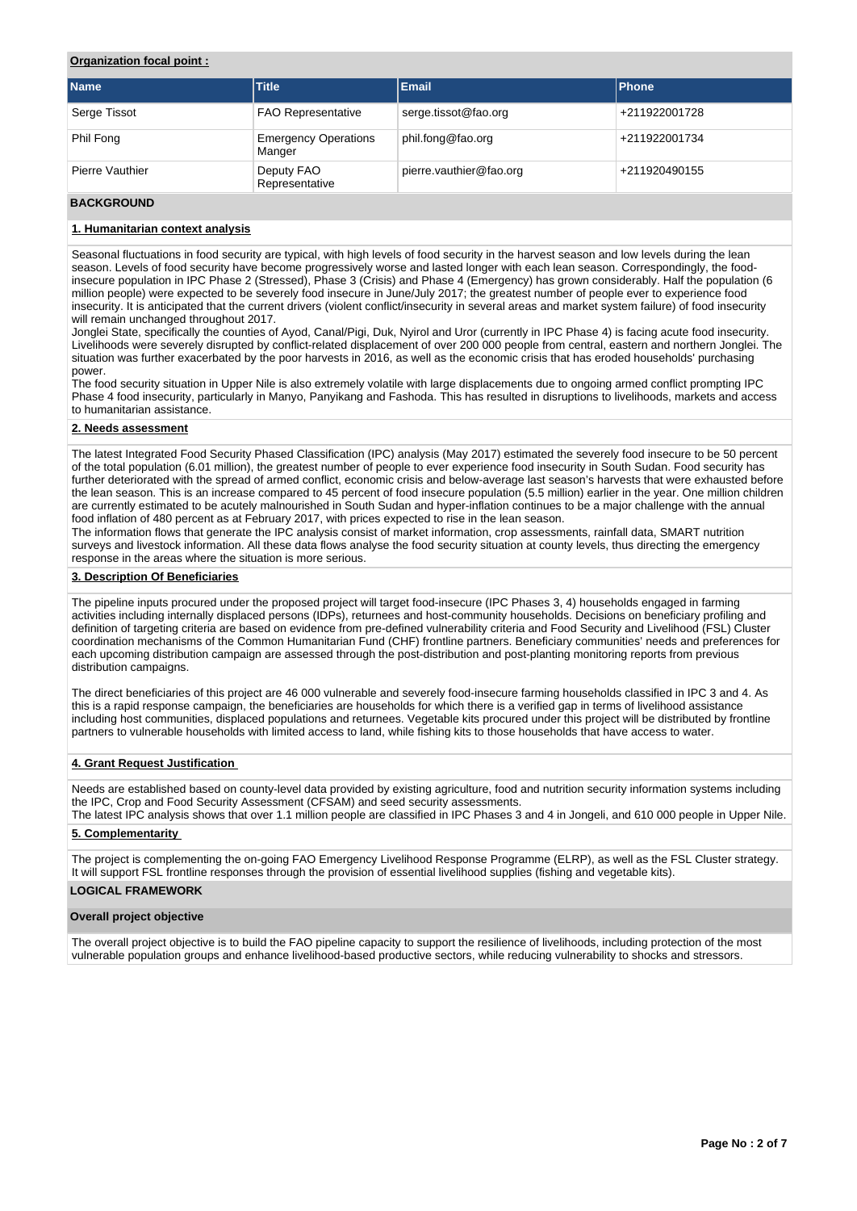**Organization focal point :**

| Name | Title | Email | Phone |
|---|---|---|---|
| Serge Tissot | FAO Representative | serge.tissot@fao.org | +211922001728 |
| Phil Fong | Emergency Operations Manger | phil.fong@fao.org | +211922001734 |
| Pierre Vauthier | Deputy FAO Representative | pierre.vauthier@fao.org | +211920490155 |

## BACKGROUND

### 1. Humanitarian context analysis

Seasonal fluctuations in food security are typical, with high levels of food security in the harvest season and low levels during the lean season. Levels of food security have become progressively worse and lasted longer with each lean season. Correspondingly, the food-insecure population in IPC Phase 2 (Stressed), Phase 3 (Crisis) and Phase 4 (Emergency) has grown considerably. Half the population (6 million people) were expected to be severely food insecure in June/July 2017; the greatest number of people ever to experience food insecurity. It is anticipated that the current drivers (violent conflict/insecurity in several areas and market system failure) of food insecurity will remain unchanged throughout 2017.
Jonglei State, specifically the counties of Ayod, Canal/Pigi, Duk, Nyirol and Uror (currently in IPC Phase 4) is facing acute food insecurity. Livelihoods were severely disrupted by conflict-related displacement of over 200 000 people from central, eastern and northern Jonglei. The situation was further exacerbated by the poor harvests in 2016, as well as the economic crisis that has eroded households' purchasing power.
The food security situation in Upper Nile is also extremely volatile with large displacements due to ongoing armed conflict prompting IPC Phase 4 food insecurity, particularly in Manyo, Panyikang and Fashoda. This has resulted in disruptions to livelihoods, markets and access to humanitarian assistance.

### 2. Needs assessment

The latest Integrated Food Security Phased Classification (IPC) analysis (May 2017) estimated the severely food insecure to be 50 percent of the total population (6.01 million), the greatest number of people to ever experience food insecurity in South Sudan. Food security has further deteriorated with the spread of armed conflict, economic crisis and below-average last season's harvests that were exhausted before the lean season. This is an increase compared to 45 percent of food insecure population (5.5 million) earlier in the year. One million children are currently estimated to be acutely malnourished in South Sudan and hyper-inflation continues to be a major challenge with the annual food inflation of 480 percent as at February 2017, with prices expected to rise in the lean season.
The information flows that generate the IPC analysis consist of market information, crop assessments, rainfall data, SMART nutrition surveys and livestock information. All these data flows analyse the food security situation at county levels, thus directing the emergency response in the areas where the situation is more serious.

### 3. Description Of Beneficiaries

The pipeline inputs procured under the proposed project will target food-insecure (IPC Phases 3, 4) households engaged in farming activities including internally displaced persons (IDPs), returnees and host-community households. Decisions on beneficiary profiling and definition of targeting criteria are based on evidence from pre-defined vulnerability criteria and Food Security and Livelihood (FSL) Cluster coordination mechanisms of the Common Humanitarian Fund (CHF) frontline partners. Beneficiary communities' needs and preferences for each upcoming distribution campaign are assessed through the post-distribution and post-planting monitoring reports from previous distribution campaigns.

The direct beneficiaries of this project are 46 000 vulnerable and severely food-insecure farming households classified in IPC 3 and 4. As this is a rapid response campaign, the beneficiaries are households for which there is a verified gap in terms of livelihood assistance including host communities, displaced populations and returnees. Vegetable kits procured under this project will be distributed by frontline partners to vulnerable households with limited access to land, while fishing kits to those households that have access to water.

### 4. Grant Request Justification

Needs are established based on county-level data provided by existing agriculture, food and nutrition security information systems including the IPC, Crop and Food Security Assessment (CFSAM) and seed security assessments.
The latest IPC analysis shows that over 1.1 million people are classified in IPC Phases 3 and 4 in Jongeli, and 610 000 people in Upper Nile.

### 5. Complementarity

The project is complementing the on-going FAO Emergency Livelihood Response Programme (ELRP), as well as the FSL Cluster strategy. It will support FSL frontline responses through the provision of essential livelihood supplies (fishing and vegetable kits).

## LOGICAL FRAMEWORK

### Overall project objective

The overall project objective is to build the FAO pipeline capacity to support the resilience of livelihoods, including protection of the most vulnerable population groups and enhance livelihood-based productive sectors, while reducing vulnerability to shocks and stressors.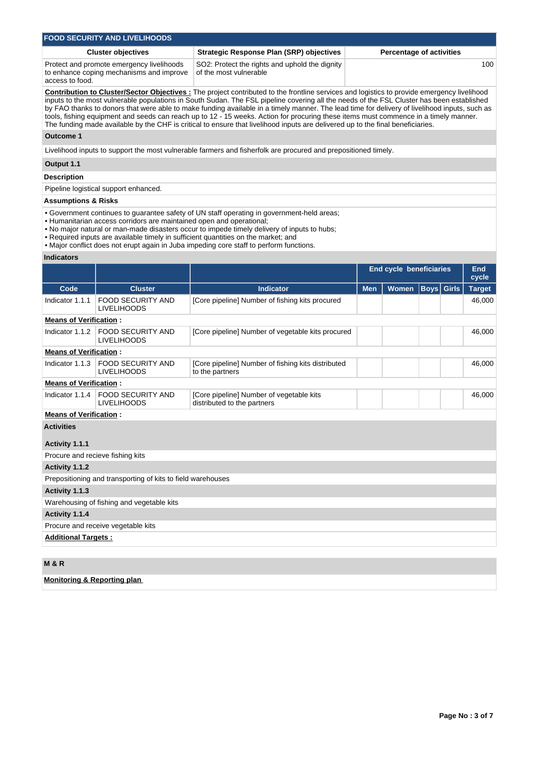## FOOD SECURITY AND LIVELIHOODS

| Cluster objectives | Strategic Response Plan (SRP) objectives | Percentage of activities |
|---|---|---|
| Protect and promote emergency livelihoods to enhance coping mechanisms and improve access to food. | SO2: Protect the rights and uphold the dignity of the most vulnerable | 100 |

**Contribution to Cluster/Sector Objectives :** The project contributed to the frontline services and logistics to provide emergency livelihood inputs to the most vulnerable populations in South Sudan. The FSL pipeline covering all the needs of the FSL Cluster has been established by FAO thanks to donors that were able to make funding available in a timely manner. The lead time for delivery of livelihood inputs, such as tools, fishing equipment and seeds can reach up to 12 - 15 weeks. Action for procuring these items must commence in a timely manner. The funding made available by the CHF is critical to ensure that livelihood inputs are delivered up to the final beneficiaries.

### Outcome 1

Livelihood inputs to support the most vulnerable farmers and fisherfolk are procured and prepositioned timely.

### Output 1.1

**Description**

Pipeline logistical support enhanced.

**Assumptions & Risks**

- Government continues to guarantee safety of UN staff operating in government-held areas;
- Humanitarian access corridors are maintained open and operational;
- No major natural or man-made disasters occur to impede timely delivery of inputs to hubs;
- Required inputs are available timely in sufficient quantities on the market; and
- Major conflict does not erupt again in Juba impeding core staff to perform functions.

**Indicators**

| | | | End cycle beneficiaries | | | | End cycle |
|---|---|---|---|---|---|---|---|
| **Code** | **Cluster** | **Indicator** | **Men** | **Women** | **Boys** | **Girls** | **Target** |
| Indicator 1.1.1 | FOOD SECURITY AND LIVELIHOODS | [Core pipeline] Number of fishing kits procured | | | | | 46,000 |
| **Means of Verification :** | | | | | | | |
| Indicator 1.1.2 | FOOD SECURITY AND LIVELIHOODS | [Core pipeline] Number of vegetable kits procured | | | | | 46,000 |
| **Means of Verification :** | | | | | | | |
| Indicator 1.1.3 | FOOD SECURITY AND LIVELIHOODS | [Core pipeline] Number of fishing kits distributed to the partners | | | | | 46,000 |
| **Means of Verification :** | | | | | | | |
| Indicator 1.1.4 | FOOD SECURITY AND LIVELIHOODS | [Core pipeline] Number of vegetable kits distributed to the partners | | | | | 46,000 |
| **Means of Verification :** | | | | | | | |

**Activities**

**Activity 1.1.1**

Procure and recieve fishing kits

**Activity 1.1.2**

Prepositioning and transporting of kits to field warehouses

**Activity 1.1.3**

Warehousing of fishing and vegetable kits

**Activity 1.1.4**

Procure and receive vegetable kits

**Additional Targets :**

## M & R

**Monitoring & Reporting plan**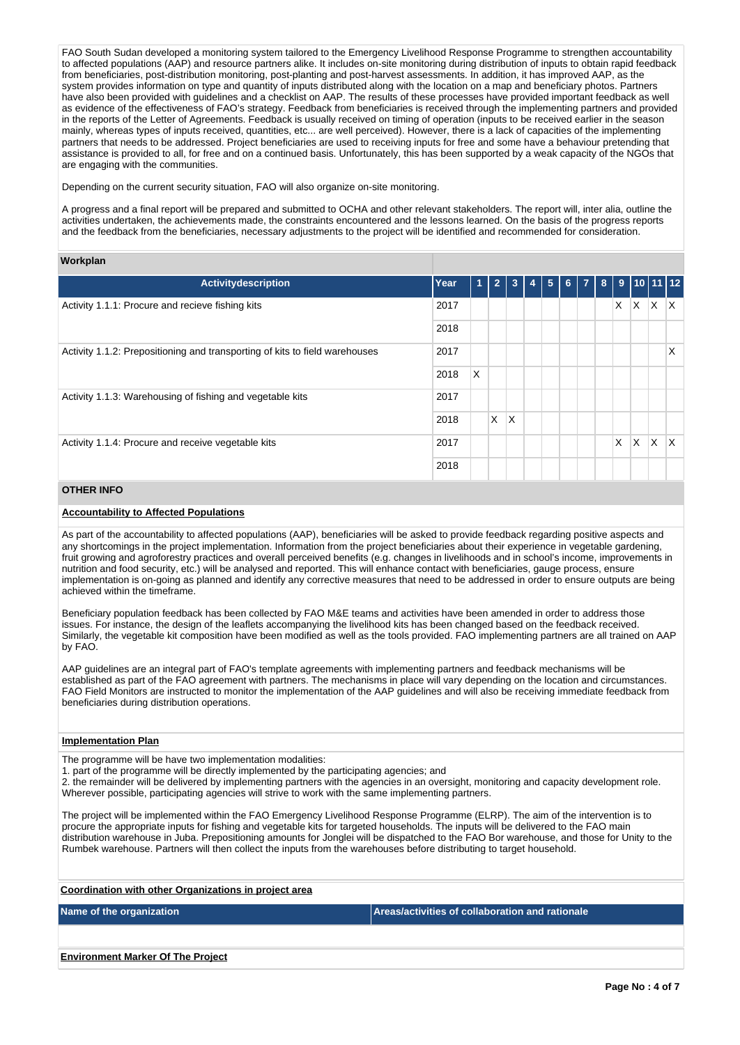FAO South Sudan developed a monitoring system tailored to the Emergency Livelihood Response Programme to strengthen accountability to affected populations (AAP) and resource partners alike. It includes on-site monitoring during distribution of inputs to obtain rapid feedback from beneficiaries, post-distribution monitoring, post-planting and post-harvest assessments. In addition, it has improved AAP, as the system provides information on type and quantity of inputs distributed along with the location on a map and beneficiary photos. Partners have also been provided with guidelines and a checklist on AAP. The results of these processes have provided important feedback as well as evidence of the effectiveness of FAO's strategy. Feedback from beneficiaries is received through the implementing partners and provided in the reports of the Letter of Agreements. Feedback is usually received on timing of operation (inputs to be received earlier in the season mainly, whereas types of inputs received, quantities, etc... are well perceived). However, there is a lack of capacities of the implementing partners that needs to be addressed. Project beneficiaries are used to receiving inputs for free and some have a behaviour pretending that assistance is provided to all, for free and on a continued basis. Unfortunately, this has been supported by a weak capacity of the NGOs that are engaging with the communities.

Depending on the current security situation, FAO will also organize on-site monitoring.

A progress and a final report will be prepared and submitted to OCHA and other relevant stakeholders. The report will, inter alia, outline the activities undertaken, the achievements made, the constraints encountered and the lessons learned. On the basis of the progress reports and the feedback from the beneficiaries, necessary adjustments to the project will be identified and recommended for consideration.

## Workplan

| Activitydescription | Year | 1 | 2 | 3 | 4 | 5 | 6 | 7 | 8 | 9 | 10 | 11 | 12 |
|---|---|---|---|---|---|---|---|---|---|---|---|---|---|
| Activity 1.1.1: Procure and recieve fishing kits | 2017 | | | | | | | | | X | X | X | X |
| | 2018 | | | | | | | | | | | | |
| Activity 1.1.2: Prepositioning and transporting of kits to field warehouses | 2017 | | | | | | | | | | | | X |
| | 2018 | X | | | | | | | | | | | |
| Activity 1.1.3: Warehousing of fishing and vegetable kits | 2017 | | | | | | | | | | | | |
| | 2018 | | X | X | | | | | | | | | |
| Activity 1.1.4: Procure and receive vegetable kits | 2017 | | | | | | | | | X | X | X | X |
| | 2018 | | | | | | | | | | | | |

## OTHER INFO

**Accountability to Affected Populations**

As part of the accountability to affected populations (AAP), beneficiaries will be asked to provide feedback regarding positive aspects and any shortcomings in the project implementation. Information from the project beneficiaries about their experience in vegetable gardening, fruit growing and agroforestry practices and overall perceived benefits (e.g. changes in livelihoods and in school's income, improvements in nutrition and food security, etc.) will be analysed and reported. This will enhance contact with beneficiaries, gauge process, ensure implementation is on-going as planned and identify any corrective measures that need to be addressed in order to ensure outputs are being achieved within the timeframe.

Beneficiary population feedback has been collected by FAO M&E teams and activities have been amended in order to address those issues. For instance, the design of the leaflets accompanying the livelihood kits has been changed based on the feedback received. Similarly, the vegetable kit composition have been modified as well as the tools provided. FAO implementing partners are all trained on AAP by FAO.

AAP guidelines are an integral part of FAO's template agreements with implementing partners and feedback mechanisms will be established as part of the FAO agreement with partners. The mechanisms in place will vary depending on the location and circumstances. FAO Field Monitors are instructed to monitor the implementation of the AAP guidelines and will also be receiving immediate feedback from beneficiaries during distribution operations.

**Implementation Plan**

The programme will be have two implementation modalities:
1. part of the programme will be directly implemented by the participating agencies; and
2. the remainder will be delivered by implementing partners with the agencies in an oversight, monitoring and capacity development role. Wherever possible, participating agencies will strive to work with the same implementing partners.

The project will be implemented within the FAO Emergency Livelihood Response Programme (ELRP). The aim of the intervention is to procure the appropriate inputs for fishing and vegetable kits for targeted households. The inputs will be delivered to the FAO main distribution warehouse in Juba. Prepositioning amounts for Jonglei will be dispatched to the FAO Bor warehouse, and those for Unity to the Rumbek warehouse. Partners will then collect the inputs from the warehouses before distributing to target household.

**Coordination with other Organizations in project area**

| Name of the organization | Areas/activities of collaboration and rationale |
|---|---|
| | |

**Environment Marker Of The Project**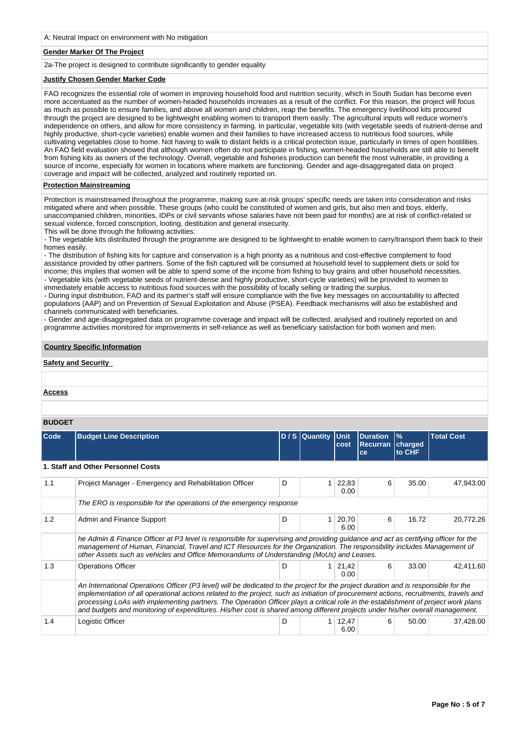A: Neutral Impact on environment with No mitigation

**Gender Marker Of The Project**

2a-The project is designed to contribute significantly to gender equality

**Justify Chosen Gender Marker Code**

FAO recognizes the essential role of women in improving household food and nutrition security, which in South Sudan has become even more accentuated as the number of women-headed households increases as a result of the conflict. For this reason, the project will focus as much as possible to ensure families, and above all women and children, reap the benefits. The emergency livelihood kits procured through the project are designed to be lightweight enabling women to transport them easily. The agricultural inputs will reduce women's independence on others, and allow for more consistency in farming. In particular, vegetable kits (with vegetable seeds of nutrient-dense and highly productive, short-cycle varieties) enable women and their families to have increased access to nutritious food sources, while cultivating vegetables close to home. Not having to walk to distant fields is a critical protection issue, particularly in times of open hostilities. An FAO field evaluation showed that although women often do not participate in fishing, women-headed households are still able to benefit from fishing kits as owners of the technology. Overall, vegetable and fisheries production can benefit the most vulnerable, in providing a source of income, especially for women in locations where markets are functioning. Gender and age-disaggregated data on project coverage and impact will be collected, analyzed and routinely reported on.

**Protection Mainstreaming**

Protection is mainstreamed throughout the programme, making sure at-risk groups' specific needs are taken into consideration and risks mitigated where and when possible. These groups (who could be constituted of women and girls, but also men and boys, elderly, unaccompanied children, minorities, IDPs or civil servants whose salaries have not been paid for months) are at risk of conflict-related or sexual violence, forced conscription, looting, destitution and general insecurity.
This will be done through the following activities:
- The vegetable kits distributed through the programme are designed to be lightweight to enable women to carry/transport them back to their homes easily.
- The distribution of fishing kits for capture and conservation is a high priority as a nutritious and cost-effective complement to food assistance provided by other partners. Some of the fish captured will be consumed at household level to supplement diets or sold for income; this implies that women will be able to spend some of the income from fishing to buy grains and other household necessities.
- Vegetable kits (with vegetable seeds of nutrient-dense and highly productive, short-cycle varieties) will be provided to women to immediately enable access to nutritious food sources with the possibility of locally selling or trading the surplus.
- During input distribution, FAO and its partner's staff will ensure compliance with the five key messages on accountability to affected populations (AAP) and on Prevention of Sexual Exploitation and Abuse (PSEA). Feedback mechanisms will also be established and channels communicated with beneficiaries.
- Gender and age-disaggregated data on programme coverage and impact will be collected, analysed and routinely reported on and programme activities monitored for improvements in self-reliance as well as beneficiary satisfaction for both women and men.

**Country Specific Information**

**Safety and Security**

**Access**

**BUDGET**

| Code | Budget Line Description | D / S | Quantity | Unit cost | Duration Recurrance | % charged to CHF | Total Cost |
|---|---|---|---|---|---|---|---|
| **1. Staff and Other Personnel Costs** | | | | | | | |
| 1.1 | Project Manager - Emergency and Rehabilitation Officer | D | 1 | 22,830.00 | 6 | 35.00 | 47,943.00 |
| | *The ERO is responsible for the operations of the emergency response* | | | | | | |
| 1.2 | Admin and Finance Support | D | 1 | 20,706.00 | 6 | 16.72 | 20,772.26 |
| | *he Admin & Finance Officer at P3 level is responsible for supervising and providing guidance and act as certifying officer for the management of Human, Financial, Travel and ICT Resources for the Organization. The responsibility includes Management of other Assets such as vehicles and Office Memorandums of Understanding (MoUs) and Leases.* | | | | | | |
| 1.3 | Operations Officer | D | 1 | 21,420.00 | 6 | 33.00 | 42,411.60 |
| | *An International Operations Officer (P3 level) will be dedicated to the project for the project duration and is responsible for the implementation of all operational actions related to the project, such as initiation of procurement actions, recruitments, travels and processing LoAs with implementing partners. The Operation Officer plays a critical role in the establishment of project work plans and budgets and monitoring of expenditures. His/her cost is shared among different projects under his/her overall management.* | | | | | | |
| 1.4 | Logistic Officer | D | 1 | 12,476.00 | 6 | 50.00 | 37,428.00 |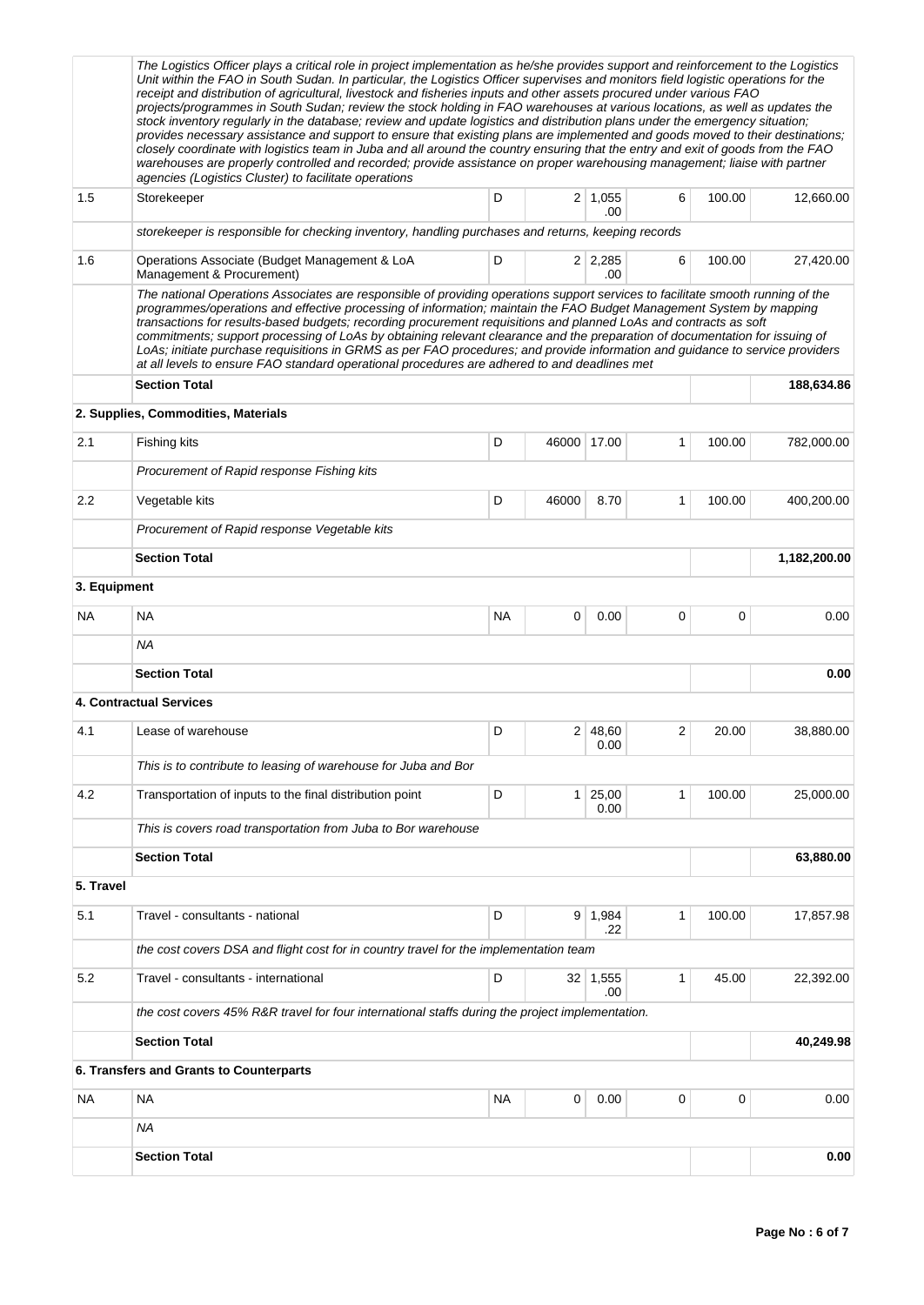| | | | | | | | |
|---|---|---|---|---|---|---|---|
| | *The Logistics Officer plays a critical role in project implementation as he/she provides support and reinforcement to the Logistics Unit within the FAO in South Sudan. In particular, the Logistics Officer supervises and monitors field logistic operations for the receipt and distribution of agricultural, livestock and fisheries inputs and other assets procured under various FAO projects/programmes in South Sudan; review the stock holding in FAO warehouses at various locations, as well as updates the stock inventory regularly in the database; review and update logistics and distribution plans under the emergency situation; provides necessary assistance and support to ensure that existing plans are implemented and goods moved to their destinations; closely coordinate with logistics team in Juba and all around the country ensuring that the entry and exit of goods from the FAO warehouses are properly controlled and recorded; provide assistance on proper warehousing management; liaise with partner agencies (Logistics Cluster) to facilitate operations* | | | | | | |
| 1.5 | Storekeeper | D | 2 | 1,055.00 | 6 | 100.00 | 12,660.00 |
| | *storekeeper is responsible for checking inventory, handling purchases and returns, keeping records* | | | | | | |
| 1.6 | Operations Associate (Budget Management & LoA Management & Procurement) | D | 2 | 2,285.00 | 6 | 100.00 | 27,420.00 |
| | *The national Operations Associates are responsible of providing operations support services to facilitate smooth running of the programmes/operations and effective processing of information; maintain the FAO Budget Management System by mapping transactions for results-based budgets; recording procurement requisitions and planned LoAs and contracts as soft commitments; support processing of LoAs by obtaining relevant clearance and the preparation of documentation for issuing of LoAs; initiate purchase requisitions in GRMS as per FAO procedures; and provide information and guidance to service providers at all levels to ensure FAO standard operational procedures are adhered to and deadlines met* | | | | | | |
| | **Section Total** | | | | | | **188,634.86** |
| | **2. Supplies, Commodities, Materials** | | | | | | |
| 2.1 | Fishing kits | D | 46000 | 17.00 | 1 | 100.00 | 782,000.00 |
| | *Procurement of Rapid response Fishing kits* | | | | | | |
| 2.2 | Vegetable kits | D | 46000 | 8.70 | 1 | 100.00 | 400,200.00 |
| | *Procurement of Rapid response Vegetable kits* | | | | | | |
| | **Section Total** | | | | | | **1,182,200.00** |
| **3. Equipment** | | | | | | | |
| NA | NA | NA | 0 | 0.00 | 0 | 0 | 0.00 |
| | *NA* | | | | | | |
| | **Section Total** | | | | | | **0.00** |
| | **4. Contractual Services** | | | | | | |
| 4.1 | Lease of warehouse | D | 2 | 48,600.00 | 2 | 20.00 | 38,880.00 |
| | *This is to contribute to leasing of warehouse for Juba and Bor* | | | | | | |
| 4.2 | Transportation of inputs to the final distribution point | D | 1 | 25,000.00 | 1 | 100.00 | 25,000.00 |
| | *This is covers road transportation from Juba to Bor warehouse* | | | | | | |
| | **Section Total** | | | | | | **63,880.00** |
| **5. Travel** | | | | | | | |
| 5.1 | Travel - consultants - national | D | 9 | 1,984.22 | 1 | 100.00 | 17,857.98 |
| | *the cost covers DSA and flight cost for in country travel for the implementation team* | | | | | | |
| 5.2 | Travel - consultants - international | D | 32 | 1,555.00 | 1 | 45.00 | 22,392.00 |
| | *the cost covers 45% R&R travel for four international staffs during the project implementation.* | | | | | | |
| | **Section Total** | | | | | | **40,249.98** |
| | **6. Transfers and Grants to Counterparts** | | | | | | |
| NA | NA | NA | 0 | 0.00 | 0 | 0 | 0.00 |
| | *NA* | | | | | | |
| | **Section Total** | | | | | | **0.00** |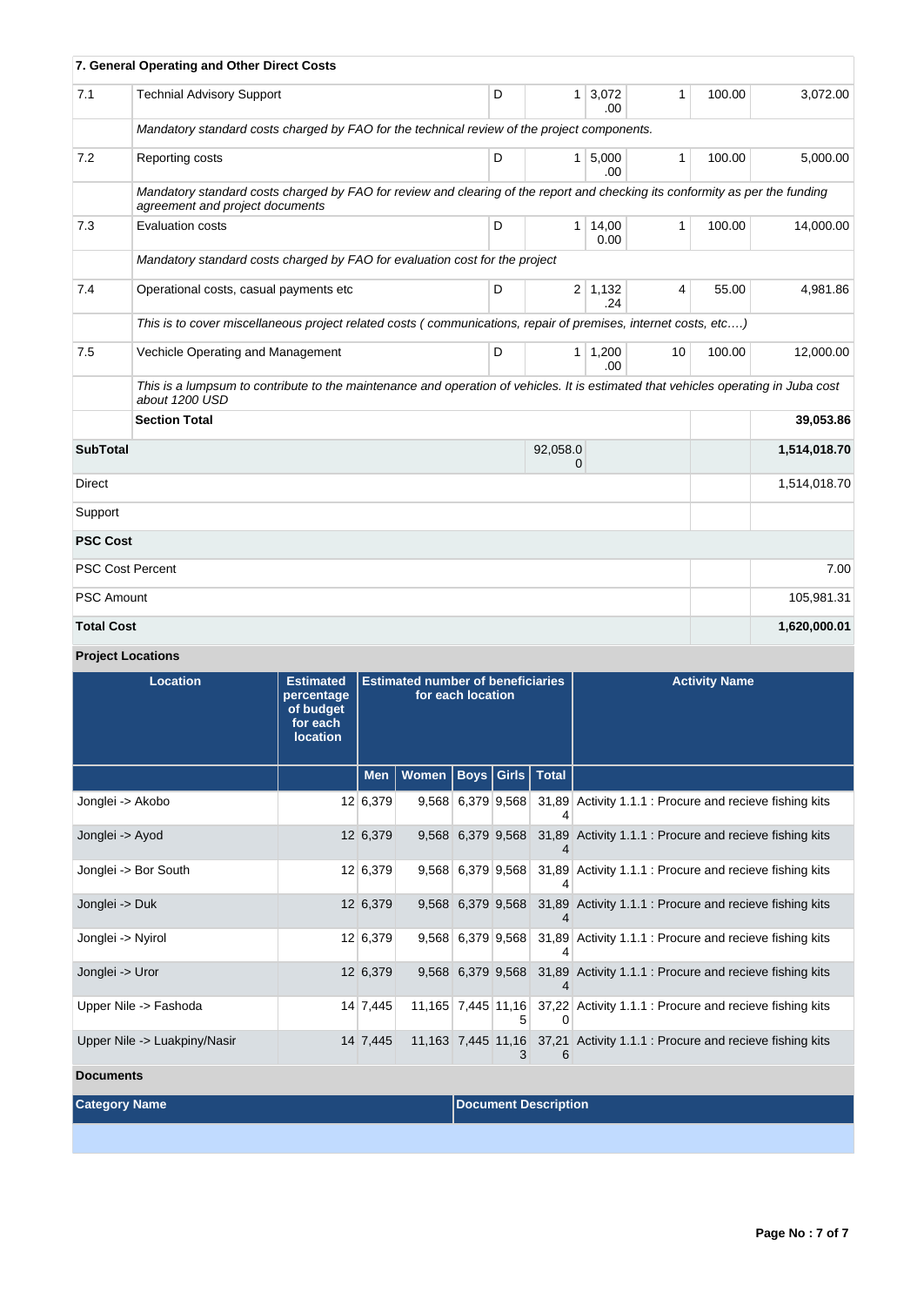| 7. General Operating and Other Direct Costs | | | | | | | |
|---|---|---|---|---|---|---|---|
| 7.1 | Technial Advisory Support | D | 1 | 3,072.00 | 1 | 100.00 | 3,072.00 |
| | *Mandatory standard costs charged by FAO for the technical review of the project components.* | | | | | | |
| 7.2 | Reporting costs | D | 1 | 5,000.00 | 1 | 100.00 | 5,000.00 |
| | *Mandatory standard costs charged by FAO for review and clearing of the report and checking its conformity as per the funding agreement and project documents* | | | | | | |
| 7.3 | Evaluation costs | D | 1 | 14,000.00 | 1 | 100.00 | 14,000.00 |
| | *Mandatory standard costs charged by FAO for evaluation cost for the project* | | | | | | |
| 7.4 | Operational costs, casual payments etc | D | 2 | 1,132.24 | 4 | 55.00 | 4,981.86 |
| | *This is to cover miscellaneous project related costs ( communications, repair of premises, internet costs, etc….)* | | | | | | |
| 7.5 | Vechicle Operating and Management | D | 1 | 1,200.00 | 10 | 100.00 | 12,000.00 |
| | *This is a lumpsum to contribute to the maintenance and operation of vehicles. It is estimated that vehicles operating in Juba cost about 1200 USD* | | | | | | |
| | **Section Total** | | | | | | **39,053.86** |
| **SubTotal** | | | 92,058.00 | | | | **1,514,018.70** |
| Direct | | | | | | | 1,514,018.70 |
| Support | | | | | | | |
| **PSC Cost** | | | | | | | |
| PSC Cost Percent | | | | | | | 7.00 |
| PSC Amount | | | | | | | 105,981.31 |
| **Total Cost** | | | | | | | **1,620,000.01** |

**Project Locations**

| Location | Estimated percentage of budget for each location | Estimated number of beneficiaries for each location | | | | | Activity Name |
|---|---|---|---|---|---|---|---|
| | | Men | Women | Boys | Girls | Total | |
| Jonglei -> Akobo | 12 | 6,379 | 9,568 | 6,379 | 9,568 | 31,894 | Activity 1.1.1 : Procure and recieve fishing kits |
| Jonglei -> Ayod | 12 | 6,379 | 9,568 | 6,379 | 9,568 | 31,894 | Activity 1.1.1 : Procure and recieve fishing kits |
| Jonglei -> Bor South | 12 | 6,379 | 9,568 | 6,379 | 9,568 | 31,894 | Activity 1.1.1 : Procure and recieve fishing kits |
| Jonglei -> Duk | 12 | 6,379 | 9,568 | 6,379 | 9,568 | 31,894 | Activity 1.1.1 : Procure and recieve fishing kits |
| Jonglei -> Nyirol | 12 | 6,379 | 9,568 | 6,379 | 9,568 | 31,894 | Activity 1.1.1 : Procure and recieve fishing kits |
| Jonglei -> Uror | 12 | 6,379 | 9,568 | 6,379 | 9,568 | 31,894 | Activity 1.1.1 : Procure and recieve fishing kits |
| Upper Nile -> Fashoda | 14 | 7,445 | 11,165 | 7,445 | 11,165 | 37,220 | Activity 1.1.1 : Procure and recieve fishing kits |
| Upper Nile -> Luakpiny/Nasir | 14 | 7,445 | 11,163 | 7,445 | 11,163 | 37,216 | Activity 1.1.1 : Procure and recieve fishing kits |

**Documents**

| Category Name | Document Description |
|---|---|
| | |